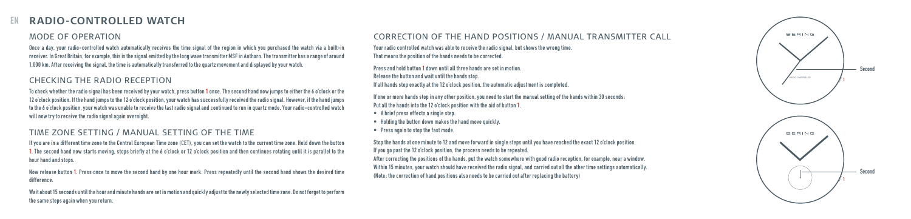# RADIO-CONTROLLED WATCH

## MODE OF OPERATION

Once a day, your radio-controlled watch automatically receives the time signal of the region in which you purchased the watch via a built-in receiver. In Great Britain, for example, this is the signal emitted by the long wave transmitter MSF in Anthorn. The transmitter has a range of around 1,000 km. After receiving the signal, the time is automatically transferred to the quartz movement and displayed by your watch.

## CHECKING THE RADIO RECEPTION

To check whether the radio signal has been received by your watch, press button 1 once. The second hand now jumps to either the 6 o'clock or the 12 o'clock position. If the hand jumps to the 12 o'clock position, your watch has successfully received the radio signal. However, if the hand jumps to the 6 o'clock position, your watch was unable to receive the last radio signal and continued to run in quartz mode. Your radio-controlled watch will now try to receive the radio signal again overnight.

## TIME ZONE SETTING / MANUAL SETTING OF THE TIME

If you are in a different time zone to the Central European Time zone (CET), you can set the watch to the current time zone. Hold down the button 1. The second hand now starts moving, stops briefly at the 6 o'clock or 12 o'clock position and then continues rotating until it is parallel to the hour hand and stops.

Now release button 1. Press once to move the second hand by one hour mark. Press repeatedly until the second hand shows the desired time difference.

Wait about 15 seconds until the hour and minute hands are set in motion and quickly adjust to the newly selected time zone. Do not forget to perform the same steps again when you return.

## CORRECTION OF THE HAND POSITIONS / MANUAL TRANSMITTER CALL

Your radio controlled watch was able to receive the radio signal, but shows the wrong time.
That means the position of the hands needs to be corrected.

Press and hold button 1 down until all three hands are set in motion.
Release the button and wait until the hands stop.
If all hands stop exactly at the 12 o'clock position, the automatic adjustment is completed.

If one or more hands stop in any other position, you need to start the manual setting of the hands within 30 seconds:
Put all the hands into the 12 o'clock position with the aid of button 1.

- A brief press effects a single step.
- Holding the button down makes the hand move quickly.
- Press again to stop the fast mode.

Stop the hands at one minute to 12 and move forward in single steps until you have reached the exact 12 o'clock position.
If you go past the 12 o'clock position, the process needs to be repeated.
After correcting the positions of the hands, put the watch somewhere with good radio reception, for example, near a window.
Within 15 minutes, your watch should have received the radio signal, and carried out all the other time settings automatically.
(Note: the correction of hand positions also needs to be carried out after replacing the battery)

BERING

RADIO CONTROLLED

Second

1

BERING

Second

1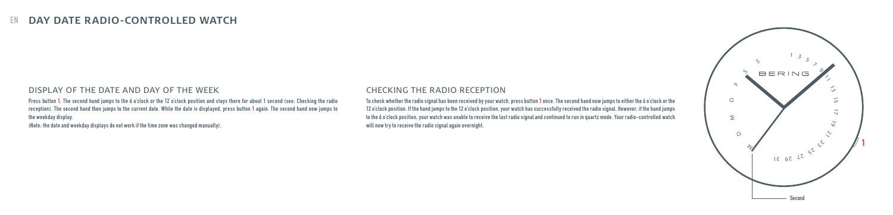# EN DAY DATE RADIO-CONTROLLED WATCH

## DISPLAY OF THE DATE AND DAY OF THE WEEK

Press button 1. The second hand jumps to the 6 o'clock or the 12 o'clock position and stays there for about 1 second (see: Checking the radio reception). The second hand then jumps to the current date. While the date is displayed, press button 1 again. The second hand now jumps to the weekday display.

(Note: the date and weekday displays do not work if the time zone was changed manually).

## CHECKING THE RADIO RECEPTION

To check whether the radio signal has been received by your watch, press button 1 once. The second hand now jumps to either the 6 o'clock or the 12 o'clock position. If the hand jumps to the 12 o'clock position, your watch has successfully received the radio signal. However, if the hand jumps to the 6 o'clock position, your watch was unable to receive the last radio signal and continued to run in quartz mode. Your radio-controlled watch will now try to receive the radio signal again overnight.

BERING

1

Second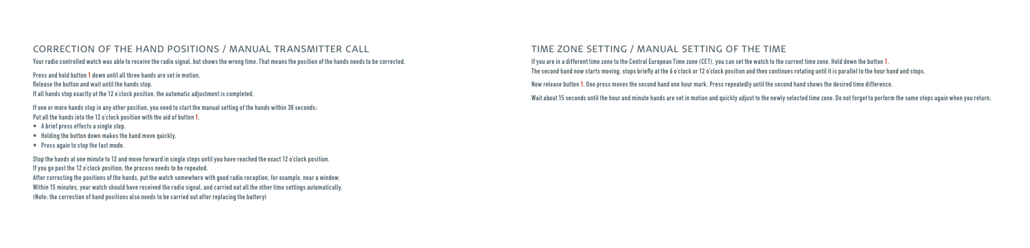## CORRECTION OF THE HAND POSITIONS / MANUAL TRANSMITTER CALL

Your radio controlled watch was able to receive the radio signal, but shows the wrong time. That means the position of the hands needs to be corrected.

Press and hold button 1 down until all three hands are set in motion.
Release the button and wait until the hands stop.
If all hands stop exactly at the 12 o'clock position, the automatic adjustment is completed.

If one or more hands stop in any other position, you need to start the manual setting of the hands within 30 seconds:
Put all the hands into the 12 o'clock position with the aid of button 1.

- A brief press effects a single step.
- Holding the button down makes the hand move quickly.
- Press again to stop the fast mode.

Stop the hands at one minute to 12 and move forward in single steps until you have reached the exact 12 o'clock position.
If you go past the 12 o'clock position, the process needs to be repeated.
After correcting the positions of the hands, put the watch somewhere with good radio reception, for example, near a window.
Within 15 minutes, your watch should have received the radio signal, and carried out all the other time settings automatically.
(Note: the correction of hand positions also needs to be carried out after replacing the battery)

## TIME ZONE SETTING / MANUAL SETTING OF THE TIME

If you are in a different time zone to the Central European Time zone (CET), you can set the watch to the current time zone. Hold down the button 1.
The second hand now starts moving, stops briefly at the 6 o'clock or 12 o'clock position and then continues rotating until it is parallel to the hour hand and stops.

Now release button 1. One press moves the second hand one hour mark. Press repeatedly until the second hand shows the desired time difference.

Wait about 15 seconds until the hour and minute hands are set in motion and quickly adjust to the newly selected time zone. Do not forget to perform the same steps again when you return.